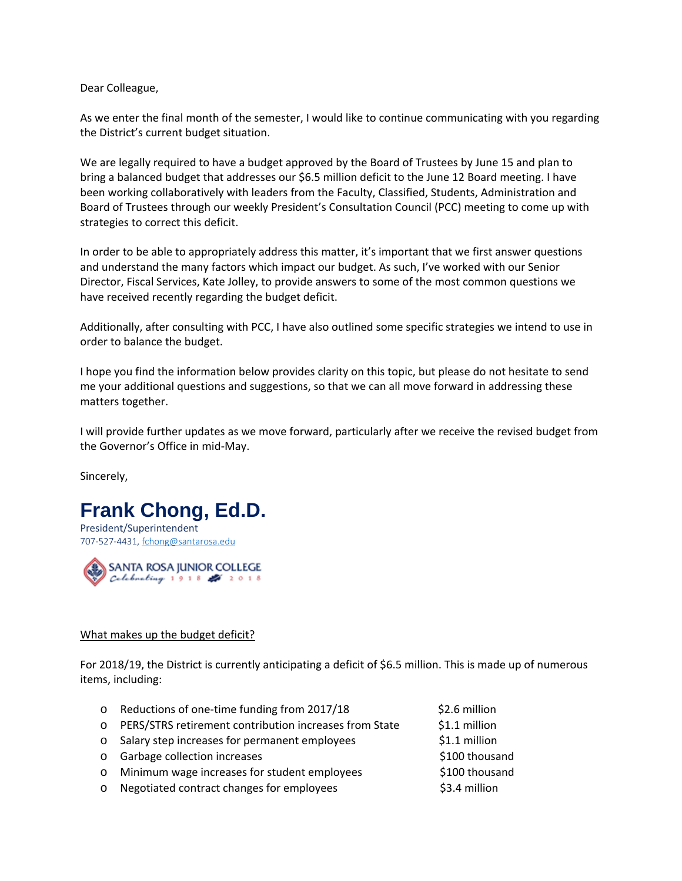Dear Colleague,

As we enter the final month of the semester, I would like to continue communicating with you regarding the District's current budget situation.

We are legally required to have a budget approved by the Board of Trustees by June 15 and plan to bring a balanced budget that addresses our $6.5 million deficit to the June 12 Board meeting. I have been working collaboratively with leaders from the Faculty, Classified, Students, Administration and Board of Trustees through our weekly President's Consultation Council (PCC) meeting to come up with strategies to correct this deficit.

In order to be able to appropriately address this matter, it's important that we first answer questions and understand the many factors which impact our budget. As such, I've worked with our Senior Director, Fiscal Services, Kate Jolley, to provide answers to some of the most common questions we have received recently regarding the budget deficit.

Additionally, after consulting with PCC, I have also outlined some specific strategies we intend to use in order to balance the budget.

I hope you find the information below provides clarity on this topic, but please do not hesitate to send me your additional questions and suggestions, so that we can all move forward in addressing these matters together.

I will provide further updates as we move forward, particularly after we receive the revised budget from the Governor's Office in mid-May.

Sincerely,

**Frank Chong, Ed.D.**
President/Superintendent
707-527-4431, fchong@santarosa.edu

SANTA ROSA JUNIOR COLLEGE
*Celebrating* 1918 2018

What makes up the budget deficit?

For 2018/19, the District is currently anticipating a deficit of $6.5 million. This is made up of numerous items, including:

- Reductions of one-time funding from 2017/18 — $2.6 million
- PERS/STRS retirement contribution increases from State — $1.1 million
- Salary step increases for permanent employees — $1.1 million
- Garbage collection increases — $100 thousand
- Minimum wage increases for student employees — $100 thousand
- Negotiated contract changes for employees — $3.4 million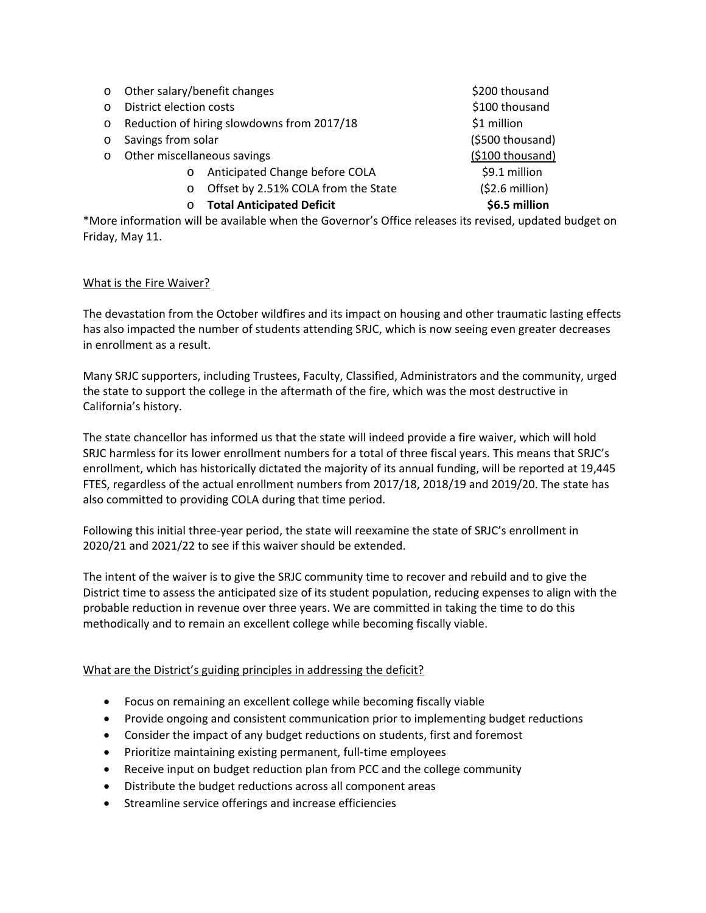- Other salary/benefit changes $200 thousand
- District election costs $100 thousand
- Reduction of hiring slowdowns from 2017/18 $1 million
- Savings from solar ($500 thousand)
- Other miscellaneous savings ($100 thousand)
    - Anticipated Change before COLA $9.1 million
    - Offset by 2.51% COLA from the State ($2.6 million)
    - **Total Anticipated Deficit $6.5 million**

*More information will be available when the Governor's Office releases its revised, updated budget on Friday, May 11.

<u>What is the Fire Waiver?</u>

The devastation from the October wildfires and its impact on housing and other traumatic lasting effects has also impacted the number of students attending SRJC, which is now seeing even greater decreases in enrollment as a result.

Many SRJC supporters, including Trustees, Faculty, Classified, Administrators and the community, urged the state to support the college in the aftermath of the fire, which was the most destructive in California's history.

The state chancellor has informed us that the state will indeed provide a fire waiver, which will hold SRJC harmless for its lower enrollment numbers for a total of three fiscal years. This means that SRJC's enrollment, which has historically dictated the majority of its annual funding, will be reported at 19,445 FTES, regardless of the actual enrollment numbers from 2017/18, 2018/19 and 2019/20. The state has also committed to providing COLA during that time period.

Following this initial three-year period, the state will reexamine the state of SRJC's enrollment in 2020/21 and 2021/22 to see if this waiver should be extended.

The intent of the waiver is to give the SRJC community time to recover and rebuild and to give the District time to assess the anticipated size of its student population, reducing expenses to align with the probable reduction in revenue over three years. We are committed in taking the time to do this methodically and to remain an excellent college while becoming fiscally viable.

<u>What are the District's guiding principles in addressing the deficit?</u>

- Focus on remaining an excellent college while becoming fiscally viable
- Provide ongoing and consistent communication prior to implementing budget reductions
- Consider the impact of any budget reductions on students, first and foremost
- Prioritize maintaining existing permanent, full-time employees
- Receive input on budget reduction plan from PCC and the college community
- Distribute the budget reductions across all component areas
- Streamline service offerings and increase efficiencies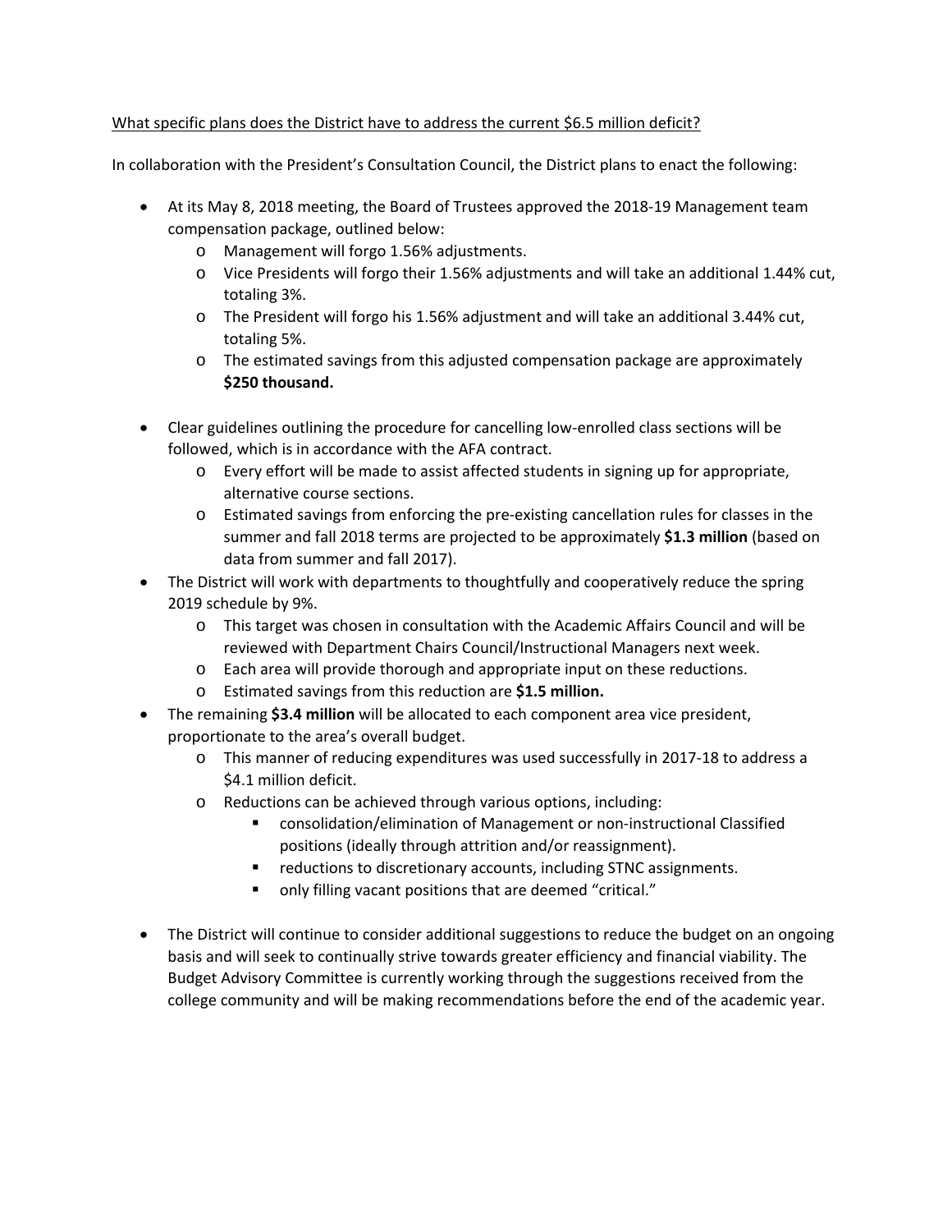What specific plans does the District have to address the current $6.5 million deficit?

In collaboration with the President's Consultation Council, the District plans to enact the following:

- At its May 8, 2018 meeting, the Board of Trustees approved the 2018-19 Management team compensation package, outlined below:
  - Management will forgo 1.56% adjustments.
  - Vice Presidents will forgo their 1.56% adjustments and will take an additional 1.44% cut, totaling 3%.
  - The President will forgo his 1.56% adjustment and will take an additional 3.44% cut, totaling 5%.
  - The estimated savings from this adjusted compensation package are approximately **$250 thousand.**
- Clear guidelines outlining the procedure for cancelling low-enrolled class sections will be followed, which is in accordance with the AFA contract.
  - Every effort will be made to assist affected students in signing up for appropriate, alternative course sections.
  - Estimated savings from enforcing the pre-existing cancellation rules for classes in the summer and fall 2018 terms are projected to be approximately **$1.3 million** (based on data from summer and fall 2017).
- The District will work with departments to thoughtfully and cooperatively reduce the spring 2019 schedule by 9%.
  - This target was chosen in consultation with the Academic Affairs Council and will be reviewed with Department Chairs Council/Instructional Managers next week.
  - Each area will provide thorough and appropriate input on these reductions.
  - Estimated savings from this reduction are **$1.5 million.**
- The remaining **$3.4 million** will be allocated to each component area vice president, proportionate to the area's overall budget.
  - This manner of reducing expenditures was used successfully in 2017-18 to address a $4.1 million deficit.
  - Reductions can be achieved through various options, including:
    - consolidation/elimination of Management or non-instructional Classified positions (ideally through attrition and/or reassignment).
    - reductions to discretionary accounts, including STNC assignments.
    - only filling vacant positions that are deemed "critical."
- The District will continue to consider additional suggestions to reduce the budget on an ongoing basis and will seek to continually strive towards greater efficiency and financial viability. The Budget Advisory Committee is currently working through the suggestions received from the college community and will be making recommendations before the end of the academic year.